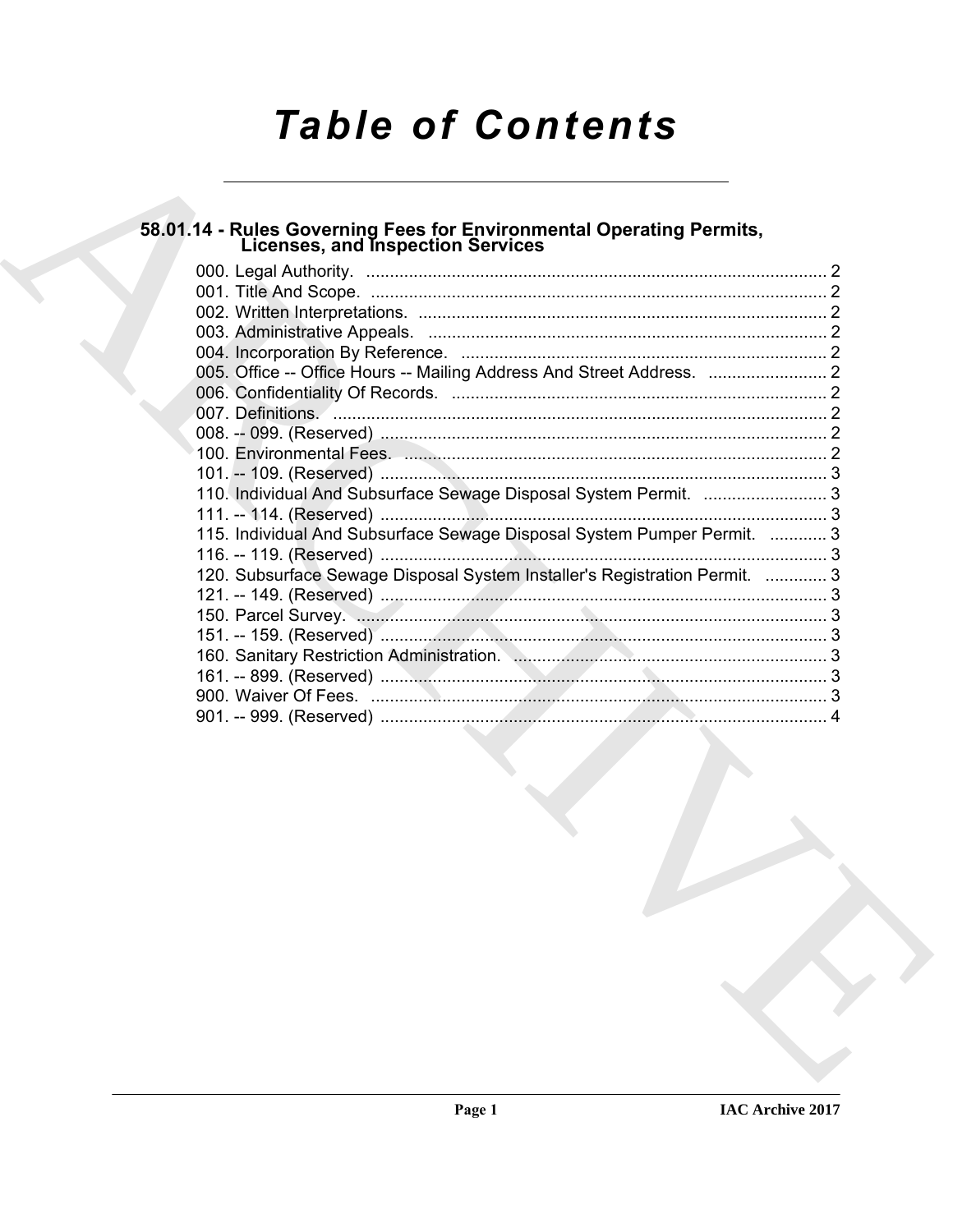# Table of Contents

## 58.01.14 - Rules Governing Fees for Environmental Operating Permits, Licenses, and Inspection Services

000. Legal Authority. .......... 2
001. Title And Scope. .......... 2
002. Written Interpretations. .......... 2
003. Administrative Appeals. .......... 2
004. Incorporation By Reference. .......... 2
005. Office -- Office Hours -- Mailing Address And Street Address. .......... 2
006. Confidentiality Of Records. .......... 2
007. Definitions. .......... 2
008. -- 099. (Reserved) .......... 2
100. Environmental Fees. .......... 2
101. -- 109. (Reserved) .......... 3
110. Individual And Subsurface Sewage Disposal System Permit. .......... 3
111. -- 114. (Reserved) .......... 3
115. Individual And Subsurface Sewage Disposal System Pumper Permit. .......... 3
116. -- 119. (Reserved) .......... 3
120. Subsurface Sewage Disposal System Installer's Registration Permit. .......... 3
121. -- 149. (Reserved) .......... 3
150. Parcel Survey. .......... 3
151. -- 159. (Reserved) .......... 3
160. Sanitary Restriction Administration. .......... 3
161. -- 899. (Reserved) .......... 3
900. Waiver Of Fees. .......... 3
901. -- 999. (Reserved) .......... 4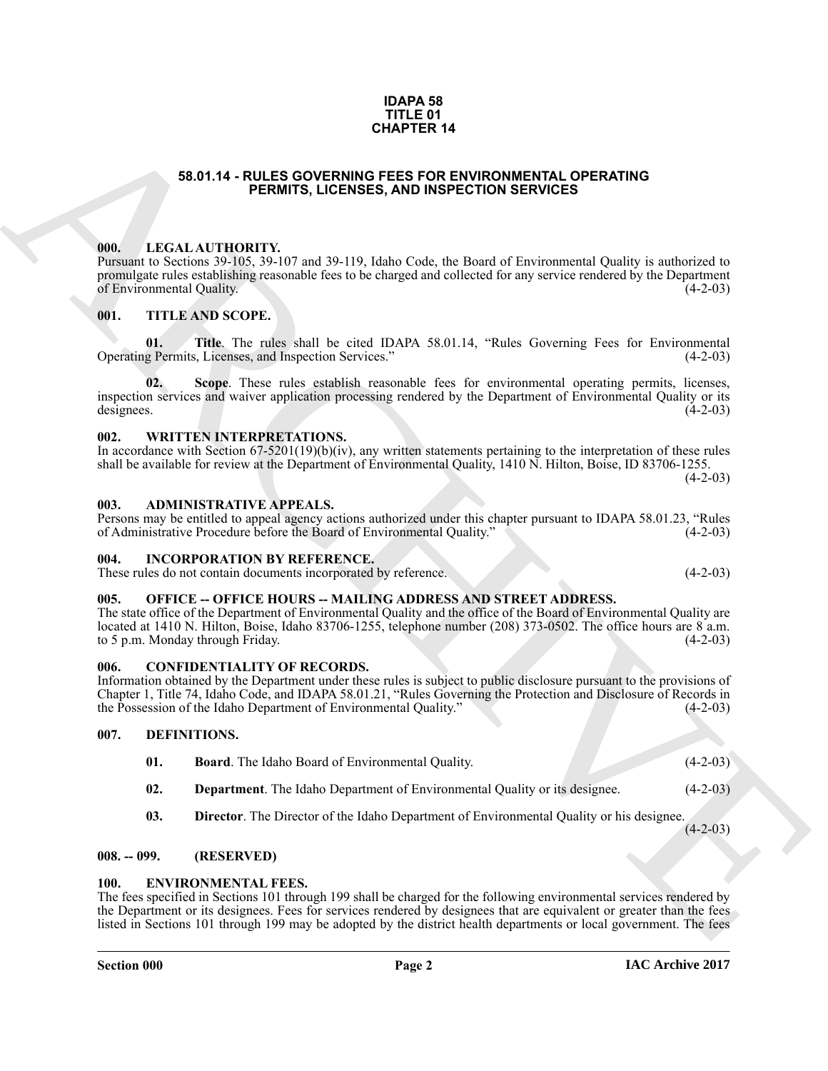**IDAPA 58**
**TITLE 01**
**CHAPTER 14**

# 58.01.14 - RULES GOVERNING FEES FOR ENVIRONMENTAL OPERATING PERMITS, LICENSES, AND INSPECTION SERVICES

## 000. LEGAL AUTHORITY.

Pursuant to Sections 39-105, 39-107 and 39-119, Idaho Code, the Board of Environmental Quality is authorized to promulgate rules establishing reasonable fees to be charged and collected for any service rendered by the Department of Environmental Quality. (4-2-03)

## 001. TITLE AND SCOPE.

**01. Title**. The rules shall be cited IDAPA 58.01.14, "Rules Governing Fees for Environmental Operating Permits, Licenses, and Inspection Services." (4-2-03)

**02. Scope**. These rules establish reasonable fees for environmental operating permits, licenses, inspection services and waiver application processing rendered by the Department of Environmental Quality or its designees. (4-2-03)

## 002. WRITTEN INTERPRETATIONS.

In accordance with Section 67-5201(19)(b)(iv), any written statements pertaining to the interpretation of these rules shall be available for review at the Department of Environmental Quality, 1410 N. Hilton, Boise, ID 83706-1255. (4-2-03)

## 003. ADMINISTRATIVE APPEALS.

Persons may be entitled to appeal agency actions authorized under this chapter pursuant to IDAPA 58.01.23, "Rules of Administrative Procedure before the Board of Environmental Quality." (4-2-03)

## 004. INCORPORATION BY REFERENCE.

These rules do not contain documents incorporated by reference. (4-2-03)

## 005. OFFICE -- OFFICE HOURS -- MAILING ADDRESS AND STREET ADDRESS.

The state office of the Department of Environmental Quality and the office of the Board of Environmental Quality are located at 1410 N. Hilton, Boise, Idaho 83706-1255, telephone number (208) 373-0502. The office hours are 8 a.m. to 5 p.m. Monday through Friday. (4-2-03)

## 006. CONFIDENTIALITY OF RECORDS.

Information obtained by the Department under these rules is subject to public disclosure pursuant to the provisions of Chapter 1, Title 74, Idaho Code, and IDAPA 58.01.21, "Rules Governing the Protection and Disclosure of Records in the Possession of the Idaho Department of Environmental Quality." (4-2-03)

## 007. DEFINITIONS.

**01. Board**. The Idaho Board of Environmental Quality. (4-2-03)

**02. Department**. The Idaho Department of Environmental Quality or its designee. (4-2-03)

**03. Director**. The Director of the Idaho Department of Environmental Quality or his designee. (4-2-03)

## 008. -- 099. (RESERVED)

## 100. ENVIRONMENTAL FEES.

The fees specified in Sections 101 through 199 shall be charged for the following environmental services rendered by the Department or its designees. Fees for services rendered by designees that are equivalent or greater than the fees listed in Sections 101 through 199 may be adopted by the district health departments or local government. The fees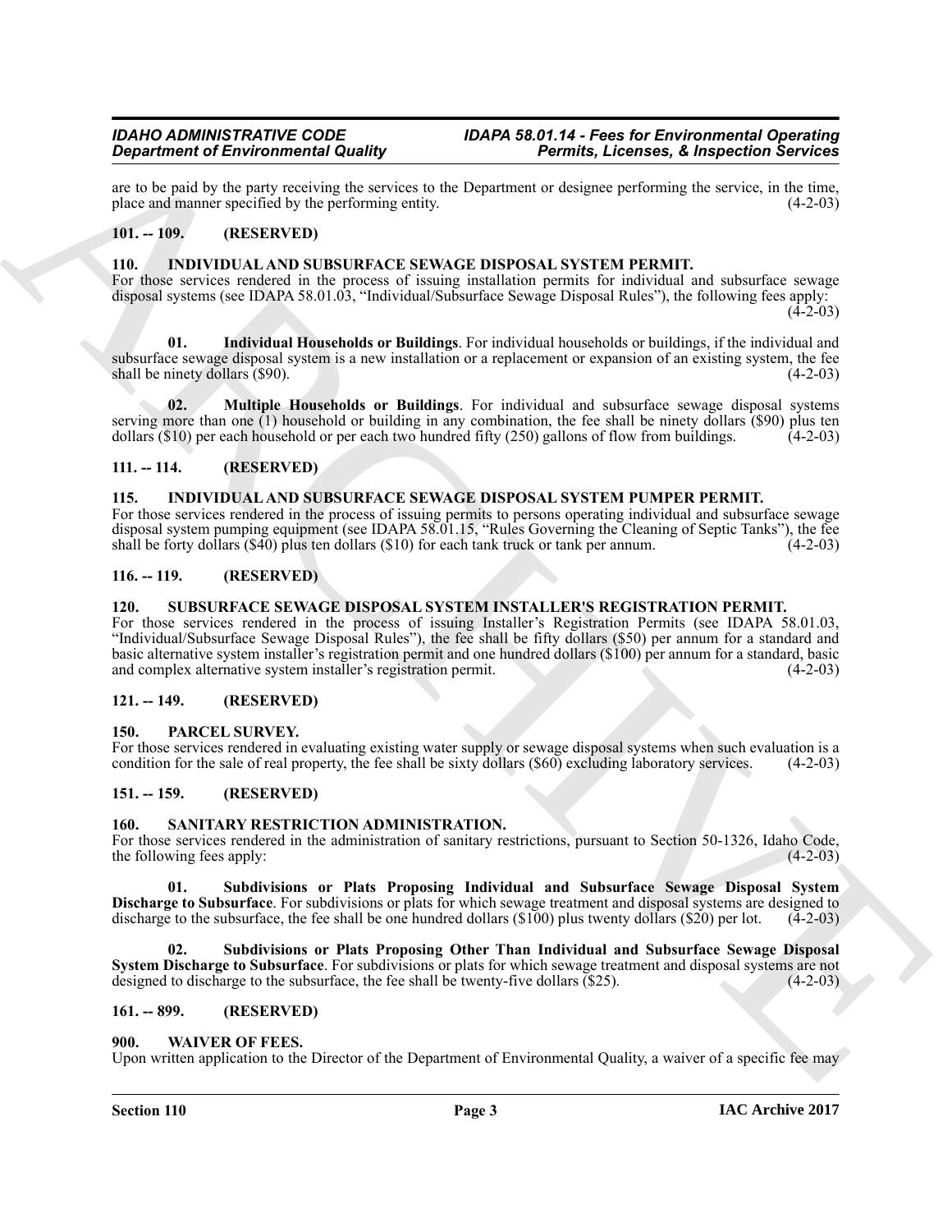are to be paid by the party receiving the services to the Department or designee performing the service, in the time, place and manner specified by the performing entity. (4-2-03)

## 101. -- 109. (RESERVED)

## 110. INDIVIDUAL AND SUBSURFACE SEWAGE DISPOSAL SYSTEM PERMIT.

For those services rendered in the process of issuing installation permits for individual and subsurface sewage disposal systems (see IDAPA 58.01.03, "Individual/Subsurface Sewage Disposal Rules"), the following fees apply: (4-2-03)

**01. Individual Households or Buildings**. For individual households or buildings, if the individual and subsurface sewage disposal system is a new installation or a replacement or expansion of an existing system, the fee shall be ninety dollars ($90). (4-2-03)

**02. Multiple Households or Buildings**. For individual and subsurface sewage disposal systems serving more than one (1) household or building in any combination, the fee shall be ninety dollars ($90) plus ten dollars ($10) per each household or per each two hundred fifty (250) gallons of flow from buildings. (4-2-03)

## 111. -- 114. (RESERVED)

## 115. INDIVIDUAL AND SUBSURFACE SEWAGE DISPOSAL SYSTEM PUMPER PERMIT.

For those services rendered in the process of issuing permits to persons operating individual and subsurface sewage disposal system pumping equipment (see IDAPA 58.01.15, "Rules Governing the Cleaning of Septic Tanks"), the fee shall be forty dollars ($40) plus ten dollars ($10) for each tank truck or tank per annum. (4-2-03)

## 116. -- 119. (RESERVED)

## 120. SUBSURFACE SEWAGE DISPOSAL SYSTEM INSTALLER'S REGISTRATION PERMIT.

For those services rendered in the process of issuing Installer's Registration Permits (see IDAPA 58.01.03, "Individual/Subsurface Sewage Disposal Rules"), the fee shall be fifty dollars ($50) per annum for a standard and basic alternative system installer's registration permit and one hundred dollars ($100) per annum for a standard, basic and complex alternative system installer's registration permit. (4-2-03)

## 121. -- 149. (RESERVED)

## 150. PARCEL SURVEY.

For those services rendered in evaluating existing water supply or sewage disposal systems when such evaluation is a condition for the sale of real property, the fee shall be sixty dollars ($60) excluding laboratory services. (4-2-03)

## 151. -- 159. (RESERVED)

## 160. SANITARY RESTRICTION ADMINISTRATION.

For those services rendered in the administration of sanitary restrictions, pursuant to Section 50-1326, Idaho Code, the following fees apply: (4-2-03)

**01. Subdivisions or Plats Proposing Individual and Subsurface Sewage Disposal System Discharge to Subsurface**. For subdivisions or plats for which sewage treatment and disposal systems are designed to discharge to the subsurface, the fee shall be one hundred dollars ($100) plus twenty dollars ($20) per lot. (4-2-03)

**02. Subdivisions or Plats Proposing Other Than Individual and Subsurface Sewage Disposal System Discharge to Subsurface**. For subdivisions or plats for which sewage treatment and disposal systems are not designed to discharge to the subsurface, the fee shall be twenty-five dollars ($25). (4-2-03)

## 161. -- 899. (RESERVED)

## 900. WAIVER OF FEES.

Upon written application to the Director of the Department of Environmental Quality, a waiver of a specific fee may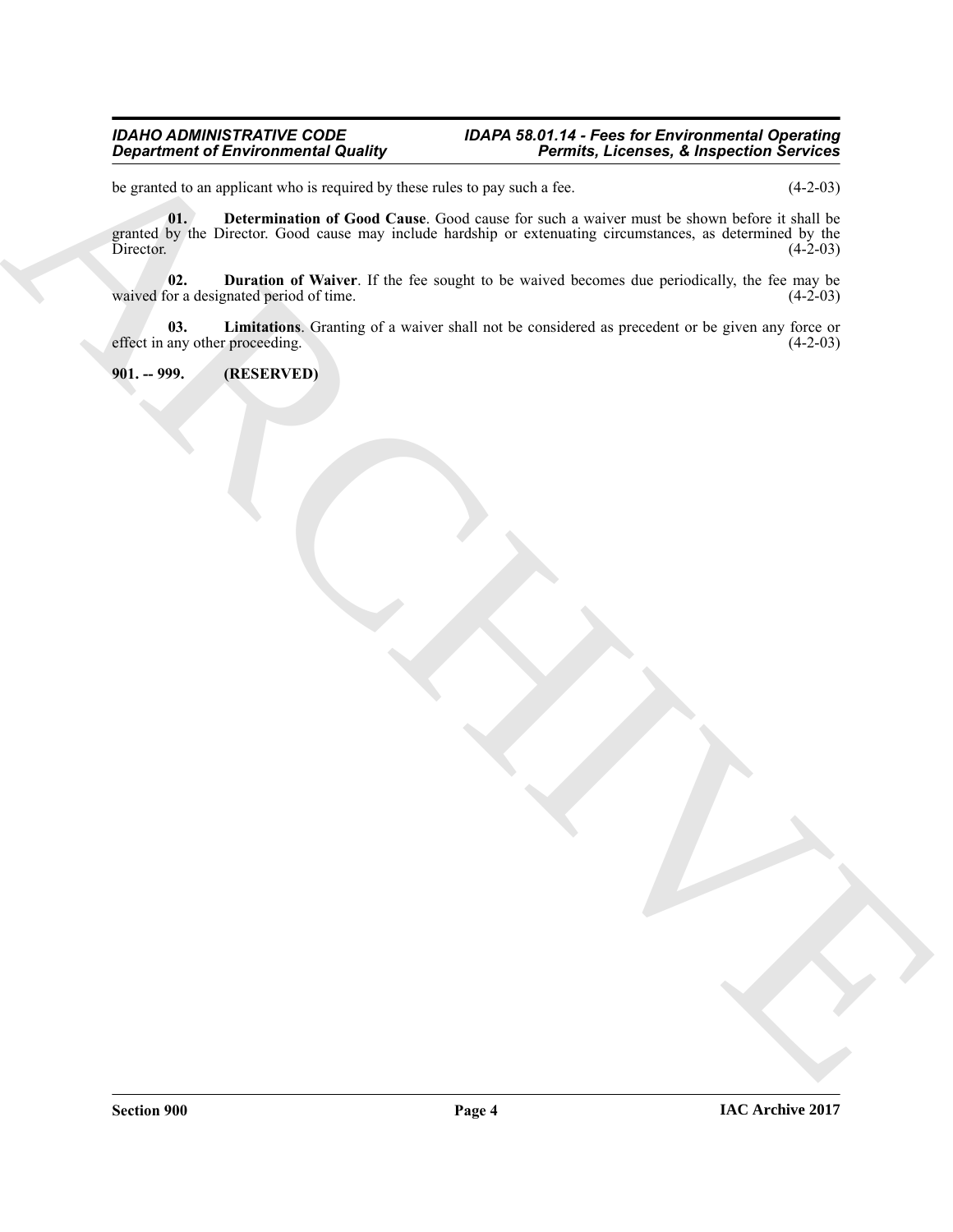be granted to an applicant who is required by these rules to pay such a fee. (4-2-03)

**01. Determination of Good Cause**. Good cause for such a waiver must be shown before it shall be granted by the Director. Good cause may include hardship or extenuating circumstances, as determined by the Director. (4-2-03)

**02. Duration of Waiver**. If the fee sought to be waived becomes due periodically, the fee may be waived for a designated period of time. (4-2-03)

**03. Limitations**. Granting of a waiver shall not be considered as precedent or be given any force or effect in any other proceeding. (4-2-03)

**901. -- 999. (RESERVED)**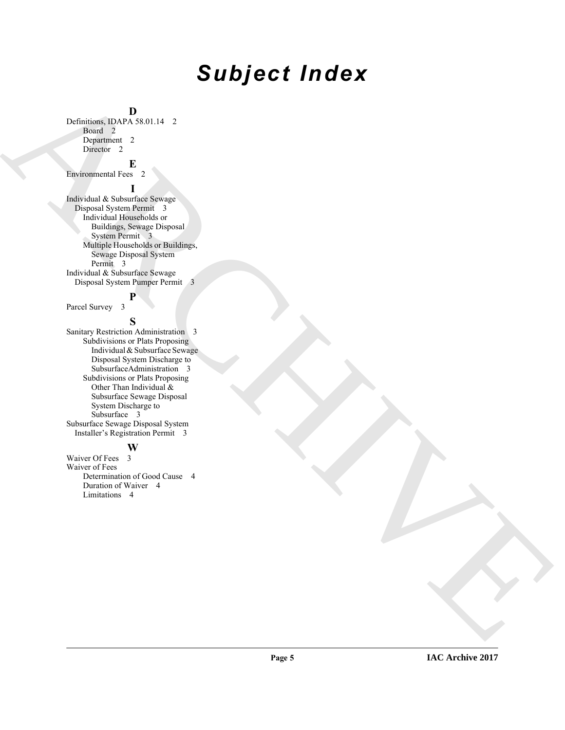# *Subject Index*

**D**

Definitions, IDAPA 58.01.14 2
- Board 2
- Department 2
- Director 2

**E**

Environmental Fees 2

**I**

Individual & Subsurface Sewage Disposal System Permit 3
- Individual Households or Buildings, Sewage Disposal System Permit 3
- Multiple Households or Buildings, Sewage Disposal System Permit 3

Individual & Subsurface Sewage Disposal System Pumper Permit 3

**P**

Parcel Survey 3

**S**

Sanitary Restriction Administration 3
- Subdivisions or Plats Proposing Individual & Subsurface Sewage Disposal System Discharge to SubsurfaceAdministration 3
- Subdivisions or Plats Proposing Other Than Individual & Subsurface Sewage Disposal System Discharge to Subsurface 3

Subsurface Sewage Disposal System Installer's Registration Permit 3

**W**

Waiver Of Fees 3

Waiver of Fees
- Determination of Good Cause 4
- Duration of Waiver 4
- Limitations 4